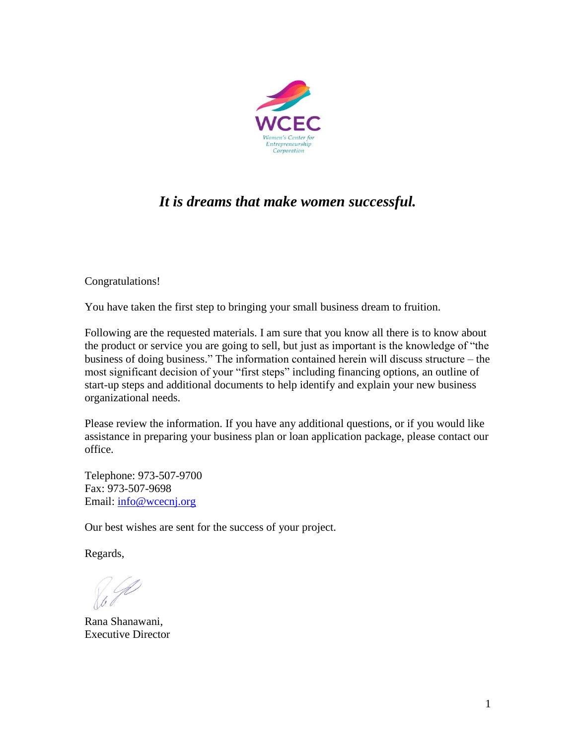WCEC

Women's Center for Entrepreneurship Corporation

## *It is dreams that make women successful.*

Congratulations!

You have taken the first step to bringing your small business dream to fruition.

Following are the requested materials. I am sure that you know all there is to know about the product or service you are going to sell, but just as important is the knowledge of "the business of doing business." The information contained herein will discuss structure – the most significant decision of your "first steps" including financing options, an outline of start-up steps and additional documents to help identify and explain your new business organizational needs.

Please review the information. If you have any additional questions, or if you would like assistance in preparing your business plan or loan application package, please contact our office.

Telephone: 973-507-9700
Fax: 973-507-9698
Email: info@wcecnj.org

Our best wishes are sent for the success of your project.

Regards,

Rana Shanawani,
Executive Director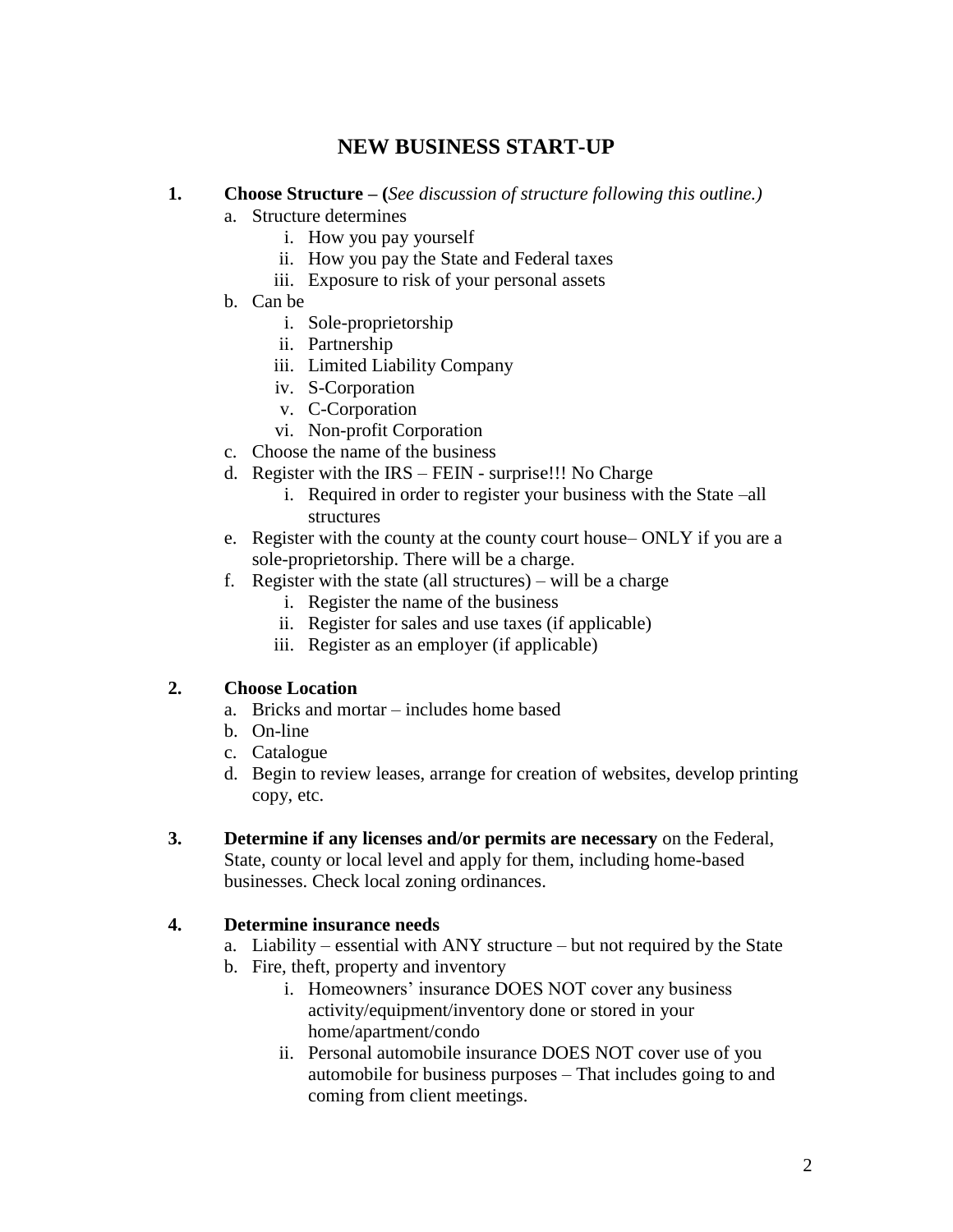## NEW BUSINESS START-UP

1. **Choose Structure – (***See discussion of structure following this outline.)*
   a. Structure determines
      i. How you pay yourself
      ii. How you pay the State and Federal taxes
      iii. Exposure to risk of your personal assets
   b. Can be
      i. Sole-proprietorship
      ii. Partnership
      iii. Limited Liability Company
      iv. S-Corporation
      v. C-Corporation
      vi. Non-profit Corporation
   c. Choose the name of the business
   d. Register with the IRS – FEIN - surprise!!! No Charge
      i. Required in order to register your business with the State –all structures
   e. Register with the county at the county court house– ONLY if you are a sole-proprietorship. There will be a charge.
   f. Register with the state (all structures) – will be a charge
      i. Register the name of the business
      ii. Register for sales and use taxes (if applicable)
      iii. Register as an employer (if applicable)

2. **Choose Location**
   a. Bricks and mortar – includes home based
   b. On-line
   c. Catalogue
   d. Begin to review leases, arrange for creation of websites, develop printing copy, etc.

3. **Determine if any licenses and/or permits are necessary** on the Federal, State, county or local level and apply for them, including home-based businesses. Check local zoning ordinances.

4. **Determine insurance needs**
   a. Liability – essential with ANY structure – but not required by the State
   b. Fire, theft, property and inventory
      i. Homeowners' insurance DOES NOT cover any business activity/equipment/inventory done or stored in your home/apartment/condo
      ii. Personal automobile insurance DOES NOT cover use of you automobile for business purposes – That includes going to and coming from client meetings.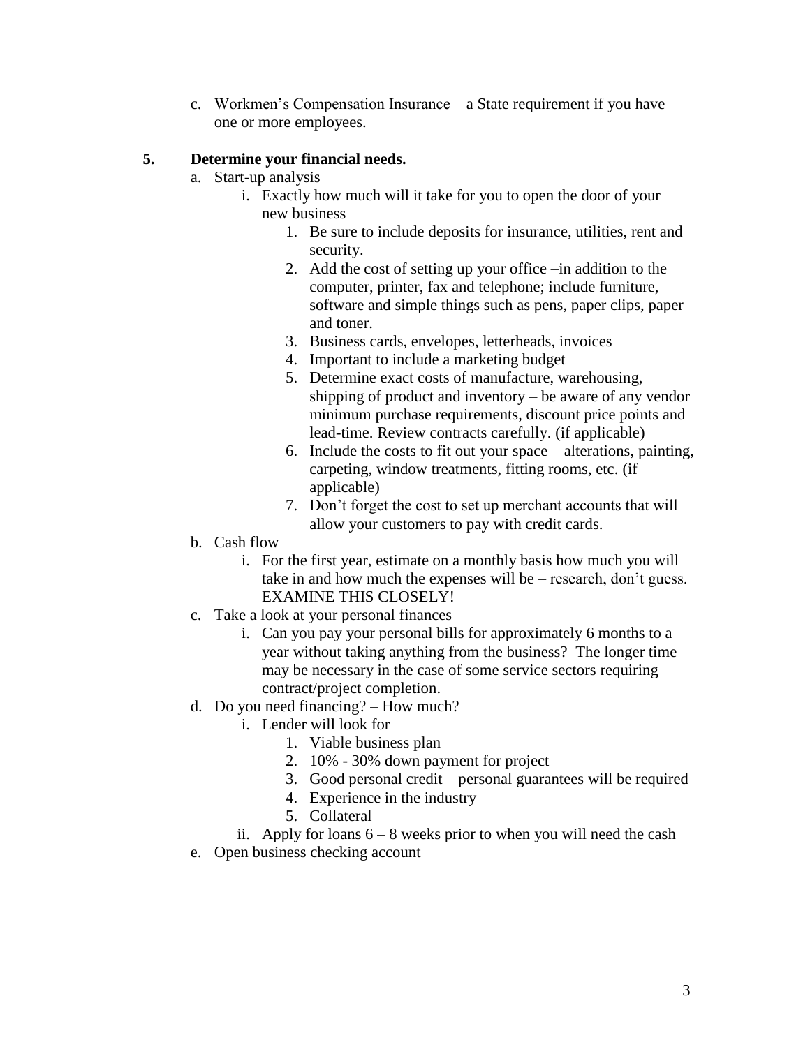c. Workmen's Compensation Insurance – a State requirement if you have one or more employees.

**5. Determine your financial needs.**

a. Start-up analysis
    i. Exactly how much will it take for you to open the door of your new business
        1. Be sure to include deposits for insurance, utilities, rent and security.
        2. Add the cost of setting up your office –in addition to the computer, printer, fax and telephone; include furniture, software and simple things such as pens, paper clips, paper and toner.
        3. Business cards, envelopes, letterheads, invoices
        4. Important to include a marketing budget
        5. Determine exact costs of manufacture, warehousing, shipping of product and inventory – be aware of any vendor minimum purchase requirements, discount price points and lead-time. Review contracts carefully. (if applicable)
        6. Include the costs to fit out your space – alterations, painting, carpeting, window treatments, fitting rooms, etc. (if applicable)
        7. Don't forget the cost to set up merchant accounts that will allow your customers to pay with credit cards.

b. Cash flow
    i. For the first year, estimate on a monthly basis how much you will take in and how much the expenses will be – research, don't guess. EXAMINE THIS CLOSELY!

c. Take a look at your personal finances
    i. Can you pay your personal bills for approximately 6 months to a year without taking anything from the business? The longer time may be necessary in the case of some service sectors requiring contract/project completion.

d. Do you need financing? – How much?
    i. Lender will look for
        1. Viable business plan
        2. 10% - 30% down payment for project
        3. Good personal credit – personal guarantees will be required
        4. Experience in the industry
        5. Collateral
    ii. Apply for loans 6 – 8 weeks prior to when you will need the cash

e. Open business checking account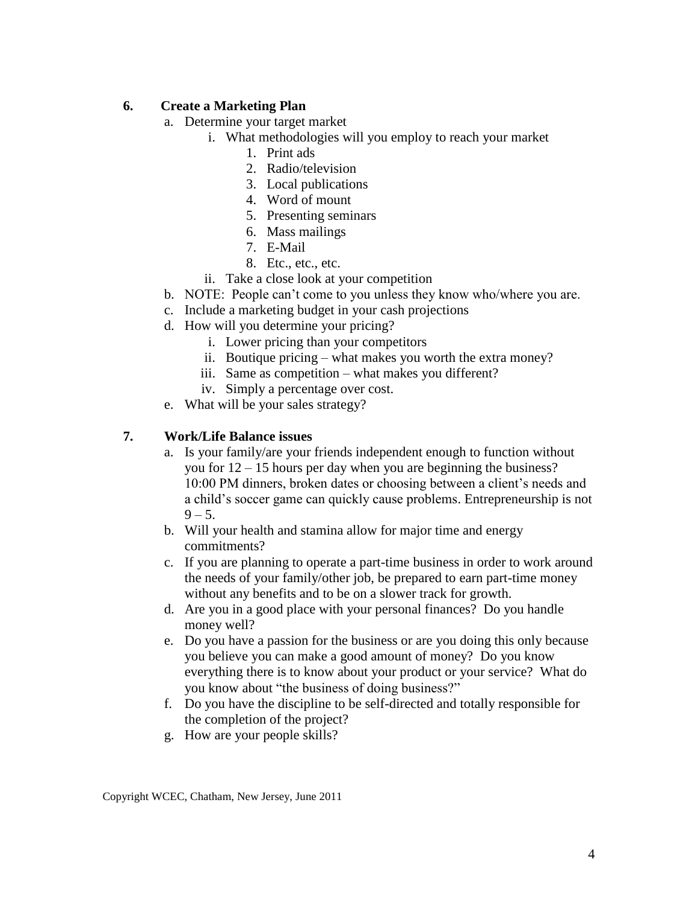**6. Create a Marketing Plan**

a. Determine your target market
    i. What methodologies will you employ to reach your market
        1. Print ads
        2. Radio/television
        3. Local publications
        4. Word of mount
        5. Presenting seminars
        6. Mass mailings
        7. E-Mail
        8. Etc., etc., etc.
    ii. Take a close look at your competition

b. NOTE: People can't come to you unless they know who/where you are.

c. Include a marketing budget in your cash projections

d. How will you determine your pricing?
    i. Lower pricing than your competitors
    ii. Boutique pricing – what makes you worth the extra money?
    iii. Same as competition – what makes you different?
    iv. Simply a percentage over cost.

e. What will be your sales strategy?

**7. Work/Life Balance issues**

a. Is your family/are your friends independent enough to function without you for 12 – 15 hours per day when you are beginning the business? 10:00 PM dinners, broken dates or choosing between a client's needs and a child's soccer game can quickly cause problems. Entrepreneurship is not 9 – 5.

b. Will your health and stamina allow for major time and energy commitments?

c. If you are planning to operate a part-time business in order to work around the needs of your family/other job, be prepared to earn part-time money without any benefits and to be on a slower track for growth.

d. Are you in a good place with your personal finances? Do you handle money well?

e. Do you have a passion for the business or are you doing this only because you believe you can make a good amount of money? Do you know everything there is to know about your product or your service? What do you know about "the business of doing business?"

f. Do you have the discipline to be self-directed and totally responsible for the completion of the project?

g. How are your people skills?

Copyright WCEC, Chatham, New Jersey, June 2011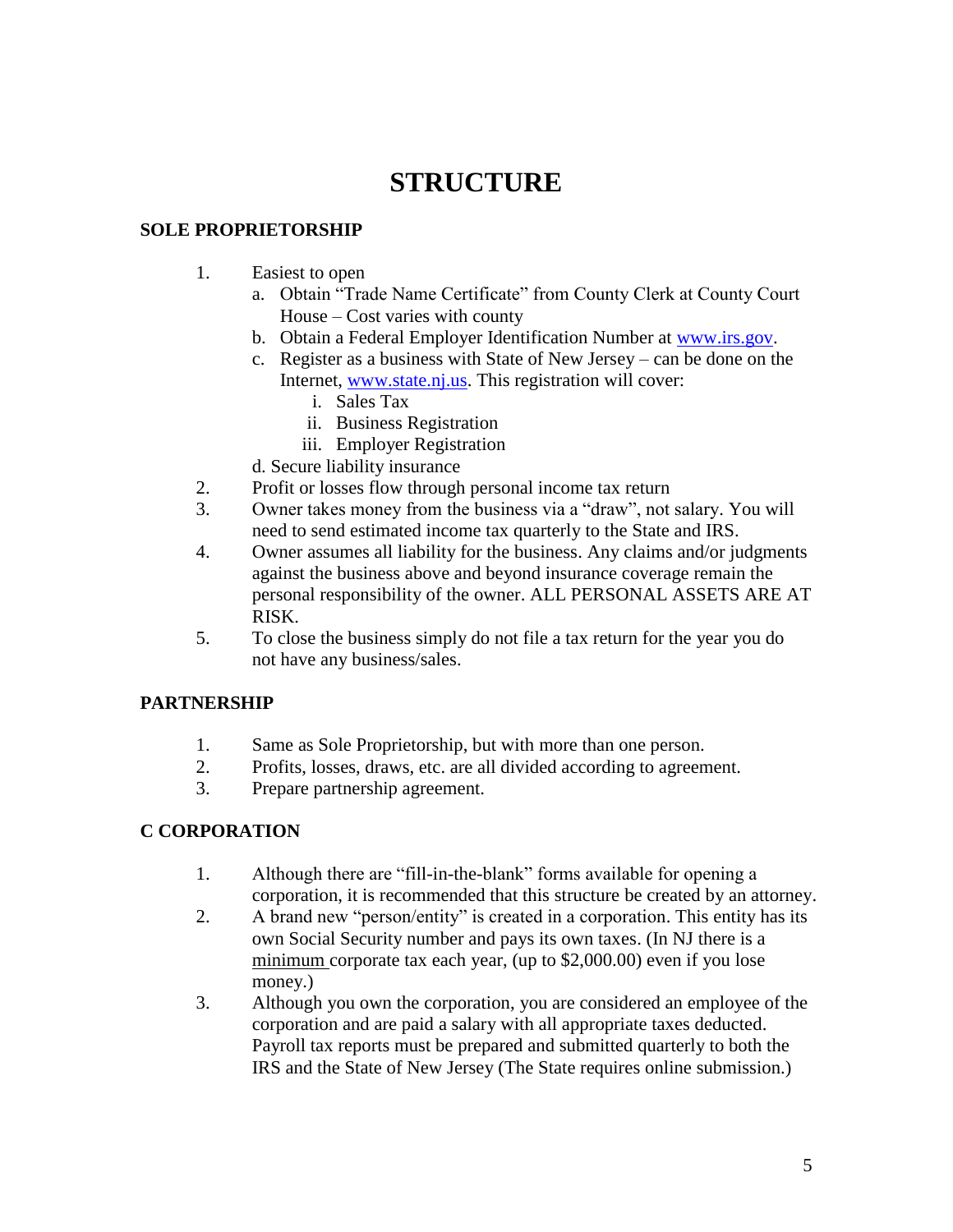# STRUCTURE

## SOLE PROPRIETORSHIP

1. Easiest to open
   a. Obtain "Trade Name Certificate" from County Clerk at County Court House – Cost varies with county
   b. Obtain a Federal Employer Identification Number at www.irs.gov.
   c. Register as a business with State of New Jersey – can be done on the Internet, www.state.nj.us. This registration will cover:
      i. Sales Tax
      ii. Business Registration
      iii. Employer Registration
   d. Secure liability insurance
2. Profit or losses flow through personal income tax return
3. Owner takes money from the business via a "draw", not salary. You will need to send estimated income tax quarterly to the State and IRS.
4. Owner assumes all liability for the business. Any claims and/or judgments against the business above and beyond insurance coverage remain the personal responsibility of the owner. ALL PERSONAL ASSETS ARE AT RISK.
5. To close the business simply do not file a tax return for the year you do not have any business/sales.

## PARTNERSHIP

1. Same as Sole Proprietorship, but with more than one person.
2. Profits, losses, draws, etc. are all divided according to agreement.
3. Prepare partnership agreement.

## C CORPORATION

1. Although there are "fill-in-the-blank" forms available for opening a corporation, it is recommended that this structure be created by an attorney.
2. A brand new "person/entity" is created in a corporation. This entity has its own Social Security number and pays its own taxes. (In NJ there is a minimum corporate tax each year, (up to $2,000.00) even if you lose money.)
3. Although you own the corporation, you are considered an employee of the corporation and are paid a salary with all appropriate taxes deducted. Payroll tax reports must be prepared and submitted quarterly to both the IRS and the State of New Jersey (The State requires online submission.)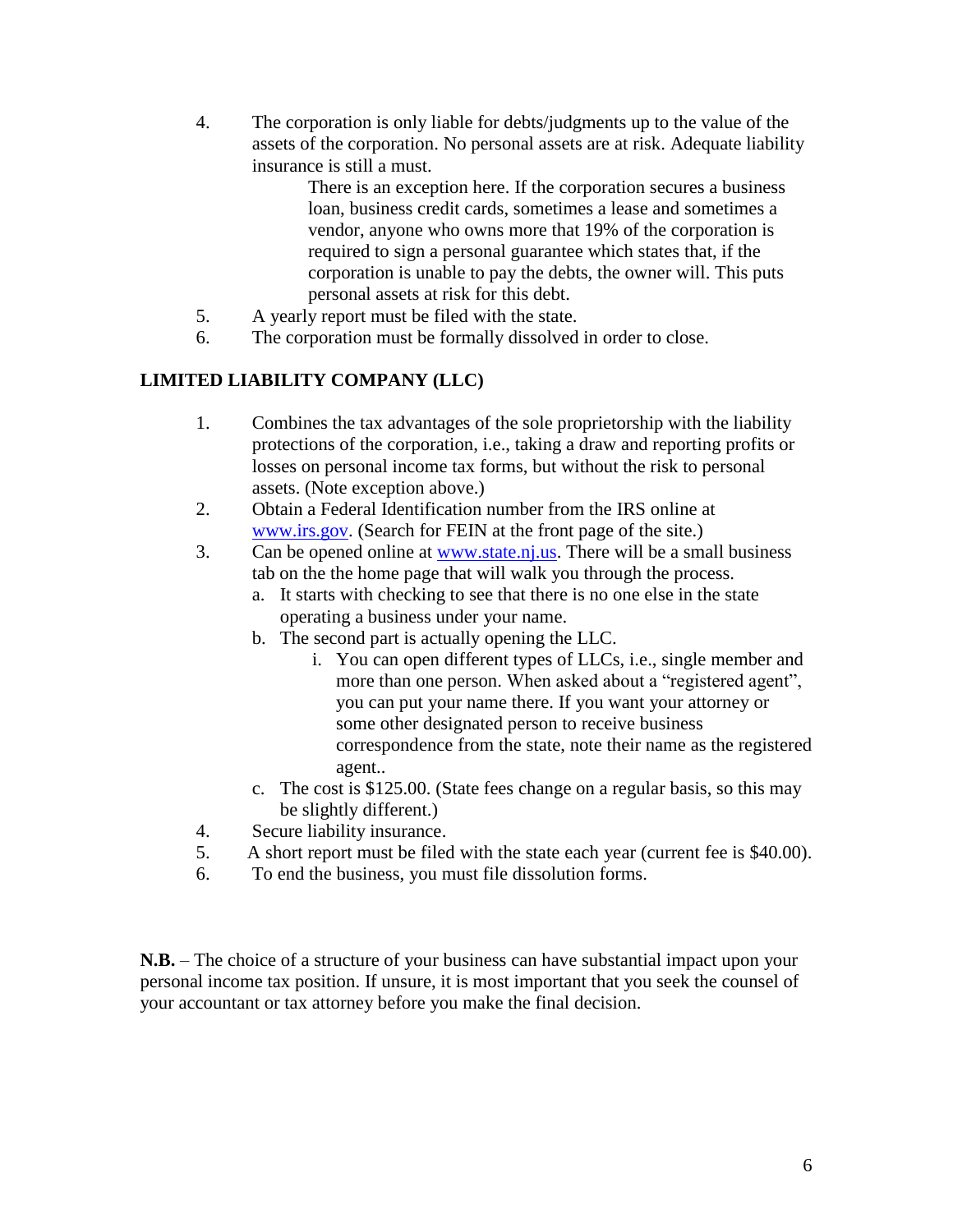4. The corporation is only liable for debts/judgments up to the value of the assets of the corporation. No personal assets are at risk. Adequate liability insurance is still a must.

   There is an exception here. If the corporation secures a business loan, business credit cards, sometimes a lease and sometimes a vendor, anyone who owns more that 19% of the corporation is required to sign a personal guarantee which states that, if the corporation is unable to pay the debts, the owner will. This puts personal assets at risk for this debt.

5. A yearly report must be filed with the state.
6. The corporation must be formally dissolved in order to close.

## LIMITED LIABILITY COMPANY (LLC)

1. Combines the tax advantages of the sole proprietorship with the liability protections of the corporation, i.e., taking a draw and reporting profits or losses on personal income tax forms, but without the risk to personal assets. (Note exception above.)
2. Obtain a Federal Identification number from the IRS online at www.irs.gov. (Search for FEIN at the front page of the site.)
3. Can be opened online at www.state.nj.us. There will be a small business tab on the the home page that will walk you through the process.
   a. It starts with checking to see that there is no one else in the state operating a business under your name.
   b. The second part is actually opening the LLC.
      i. You can open different types of LLCs, i.e., single member and more than one person. When asked about a "registered agent", you can put your name there. If you want your attorney or some other designated person to receive business correspondence from the state, note their name as the registered agent..
   c. The cost is $125.00. (State fees change on a regular basis, so this may be slightly different.)
4. Secure liability insurance.
5. A short report must be filed with the state each year (current fee is $40.00).
6. To end the business, you must file dissolution forms.

**N.B.** – The choice of a structure of your business can have substantial impact upon your personal income tax position. If unsure, it is most important that you seek the counsel of your accountant or tax attorney before you make the final decision.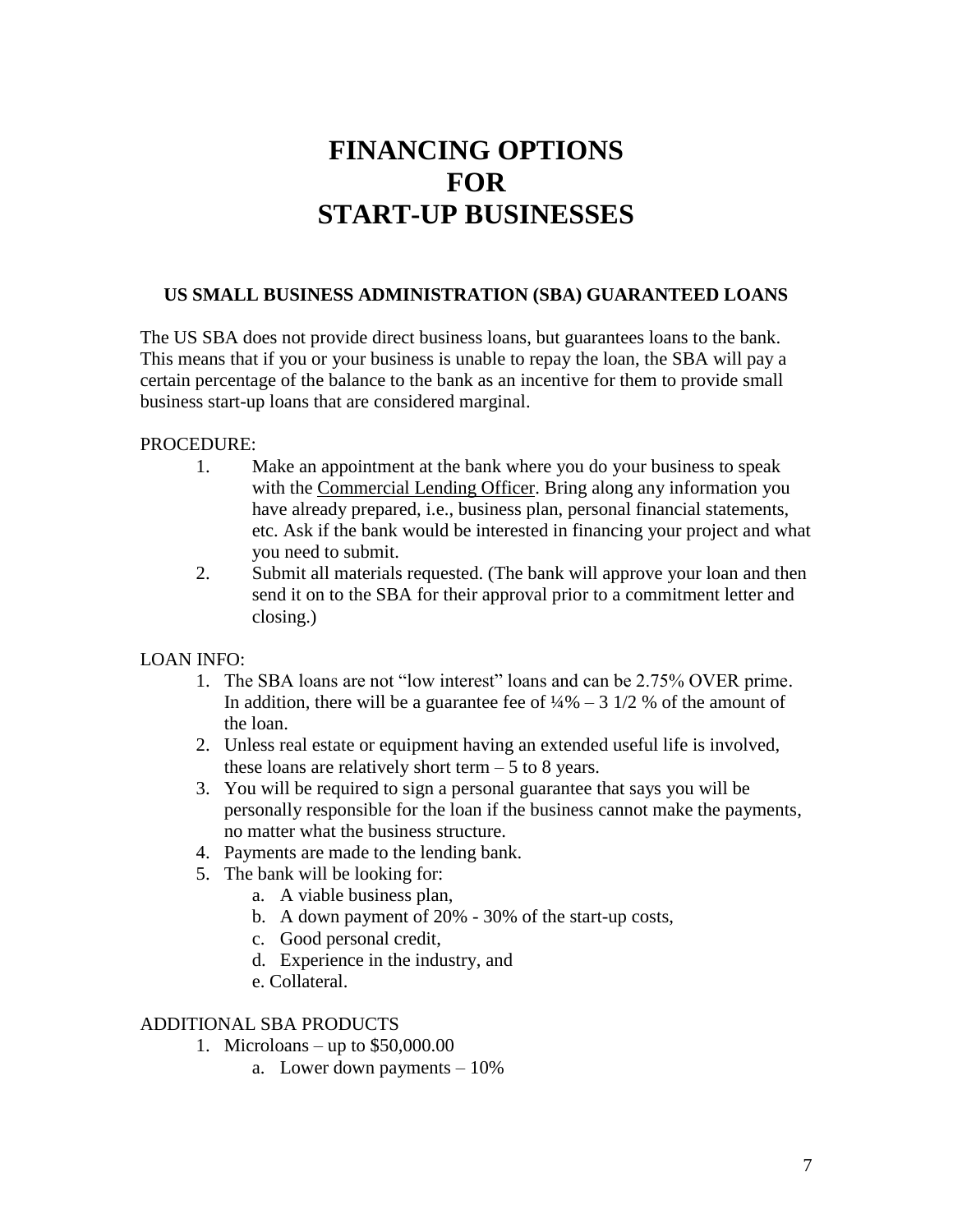# FINANCING OPTIONS FOR START-UP BUSINESSES

## US SMALL BUSINESS ADMINISTRATION (SBA) GUARANTEED LOANS

The US SBA does not provide direct business loans, but guarantees loans to the bank. This means that if you or your business is unable to repay the loan, the SBA will pay a certain percentage of the balance to the bank as an incentive for them to provide small business start-up loans that are considered marginal.

PROCEDURE:

1. Make an appointment at the bank where you do your business to speak with the Commercial Lending Officer. Bring along any information you have already prepared, i.e., business plan, personal financial statements, etc. Ask if the bank would be interested in financing your project and what you need to submit.
2. Submit all materials requested. (The bank will approve your loan and then send it on to the SBA for their approval prior to a commitment letter and closing.)

LOAN INFO:

1. The SBA loans are not "low interest" loans and can be 2.75% OVER prime. In addition, there will be a guarantee fee of ¼% – 3 1/2 % of the amount of the loan.
2. Unless real estate or equipment having an extended useful life is involved, these loans are relatively short term – 5 to 8 years.
3. You will be required to sign a personal guarantee that says you will be personally responsible for the loan if the business cannot make the payments, no matter what the business structure.
4. Payments are made to the lending bank.
5. The bank will be looking for:
   a. A viable business plan,
   b. A down payment of 20% - 30% of the start-up costs,
   c. Good personal credit,
   d. Experience in the industry, and
   e. Collateral.

ADDITIONAL SBA PRODUCTS

1. Microloans – up to $50,000.00
   a. Lower down payments – 10%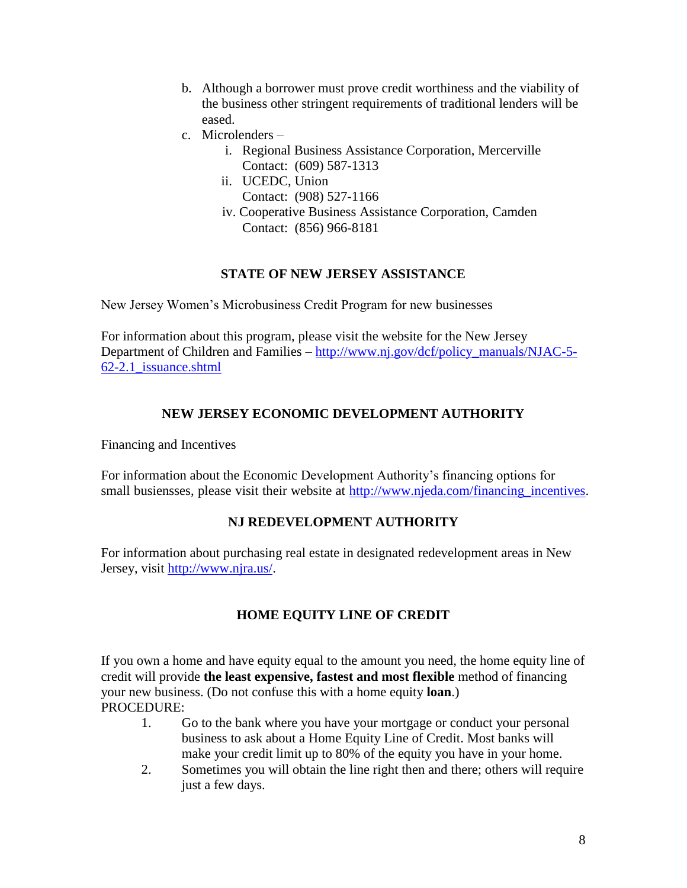b. Although a borrower must prove credit worthiness and the viability of the business other stringent requirements of traditional lenders will be eased.

c. Microlenders –

   i. Regional Business Assistance Corporation, Mercerville
      Contact: (609) 587-1313

   ii. UCEDC, Union
      Contact: (908) 527-1166

   iv. Cooperative Business Assistance Corporation, Camden
      Contact: (856) 966-8181

## STATE OF NEW JERSEY ASSISTANCE

New Jersey Women's Microbusiness Credit Program for new businesses

For information about this program, please visit the website for the New Jersey Department of Children and Families – http://www.nj.gov/dcf/policy_manuals/NJAC-5-62-2.1_issuance.shtml

## NEW JERSEY ECONOMIC DEVELOPMENT AUTHORITY

Financing and Incentives

For information about the Economic Development Authority's financing options for small busiensses, please visit their website at http://www.njeda.com/financing_incentives.

## NJ REDEVELOPMENT AUTHORITY

For information about purchasing real estate in designated redevelopment areas in New Jersey, visit http://www.njra.us/.

## HOME EQUITY LINE OF CREDIT

If you own a home and have equity equal to the amount you need, the home equity line of credit will provide **the least expensive, fastest and most flexible** method of financing your new business. (Do not confuse this with a home equity **loan**.)

PROCEDURE:

1. Go to the bank where you have your mortgage or conduct your personal business to ask about a Home Equity Line of Credit. Most banks will make your credit limit up to 80% of the equity you have in your home.
2. Sometimes you will obtain the line right then and there; others will require just a few days.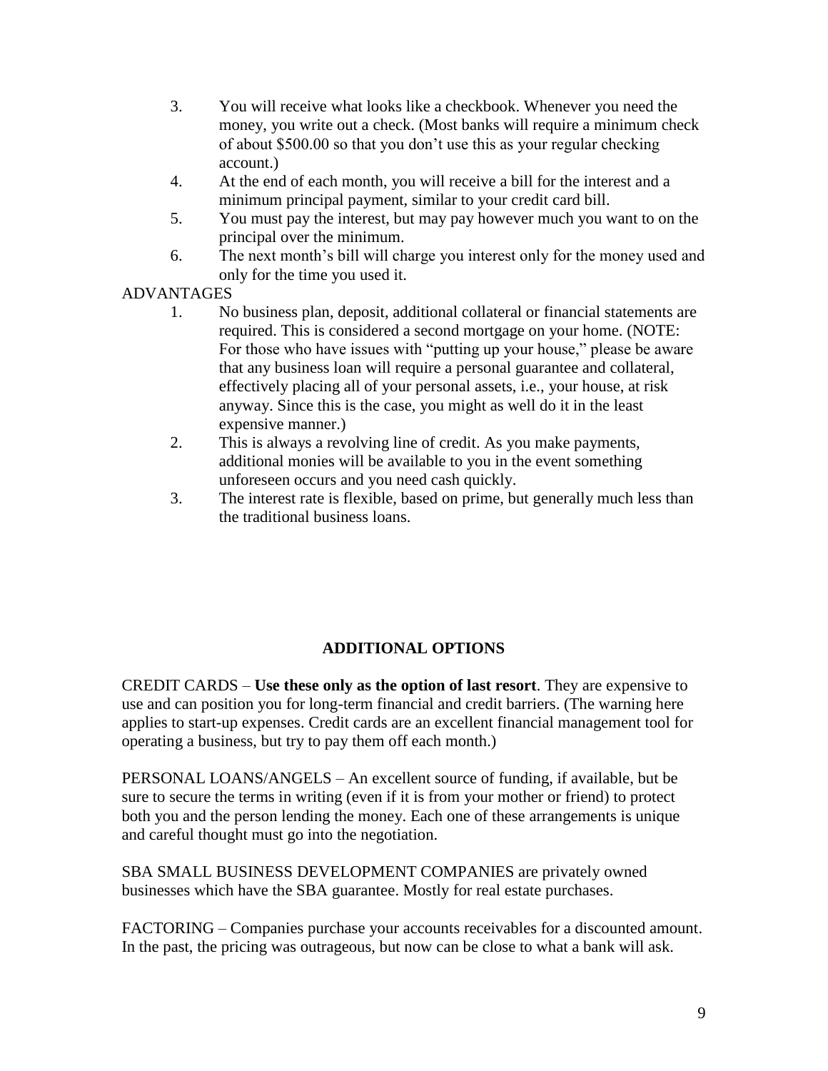3. You will receive what looks like a checkbook. Whenever you need the money, you write out a check. (Most banks will require a minimum check of about $500.00 so that you don't use this as your regular checking account.)
4. At the end of each month, you will receive a bill for the interest and a minimum principal payment, similar to your credit card bill.
5. You must pay the interest, but may pay however much you want to on the principal over the minimum.
6. The next month's bill will charge you interest only for the money used and only for the time you used it.

ADVANTAGES

1. No business plan, deposit, additional collateral or financial statements are required. This is considered a second mortgage on your home. (NOTE: For those who have issues with "putting up your house," please be aware that any business loan will require a personal guarantee and collateral, effectively placing all of your personal assets, i.e., your house, at risk anyway. Since this is the case, you might as well do it in the least expensive manner.)
2. This is always a revolving line of credit. As you make payments, additional monies will be available to you in the event something unforeseen occurs and you need cash quickly.
3. The interest rate is flexible, based on prime, but generally much less than the traditional business loans.

## ADDITIONAL OPTIONS

CREDIT CARDS – **Use these only as the option of last resort**. They are expensive to use and can position you for long-term financial and credit barriers. (The warning here applies to start-up expenses. Credit cards are an excellent financial management tool for operating a business, but try to pay them off each month.)

PERSONAL LOANS/ANGELS – An excellent source of funding, if available, but be sure to secure the terms in writing (even if it is from your mother or friend) to protect both you and the person lending the money. Each one of these arrangements is unique and careful thought must go into the negotiation.

SBA SMALL BUSINESS DEVELOPMENT COMPANIES are privately owned businesses which have the SBA guarantee. Mostly for real estate purchases.

FACTORING – Companies purchase your accounts receivables for a discounted amount. In the past, the pricing was outrageous, but now can be close to what a bank will ask.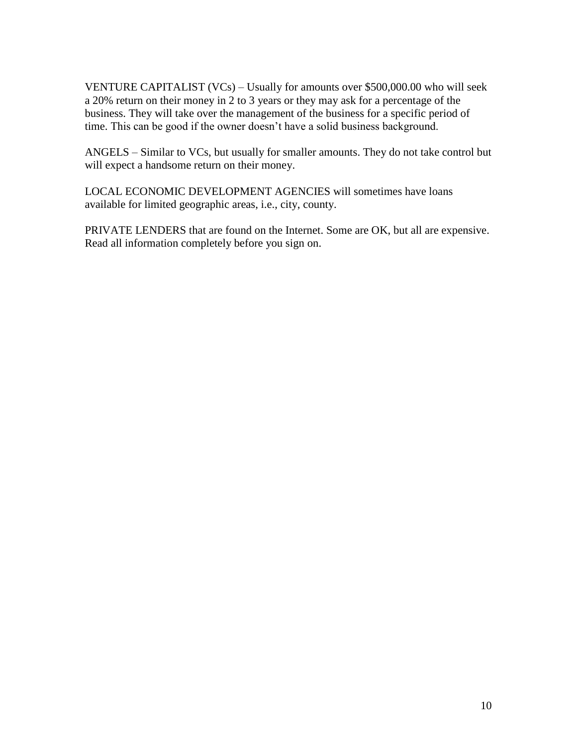VENTURE CAPITALIST (VCs) – Usually for amounts over $500,000.00 who will seek a 20% return on their money in 2 to 3 years or they may ask for a percentage of the business. They will take over the management of the business for a specific period of time. This can be good if the owner doesn't have a solid business background.

ANGELS – Similar to VCs, but usually for smaller amounts. They do not take control but will expect a handsome return on their money.

LOCAL ECONOMIC DEVELOPMENT AGENCIES will sometimes have loans available for limited geographic areas, i.e., city, county.

PRIVATE LENDERS that are found on the Internet. Some are OK, but all are expensive. Read all information completely before you sign on.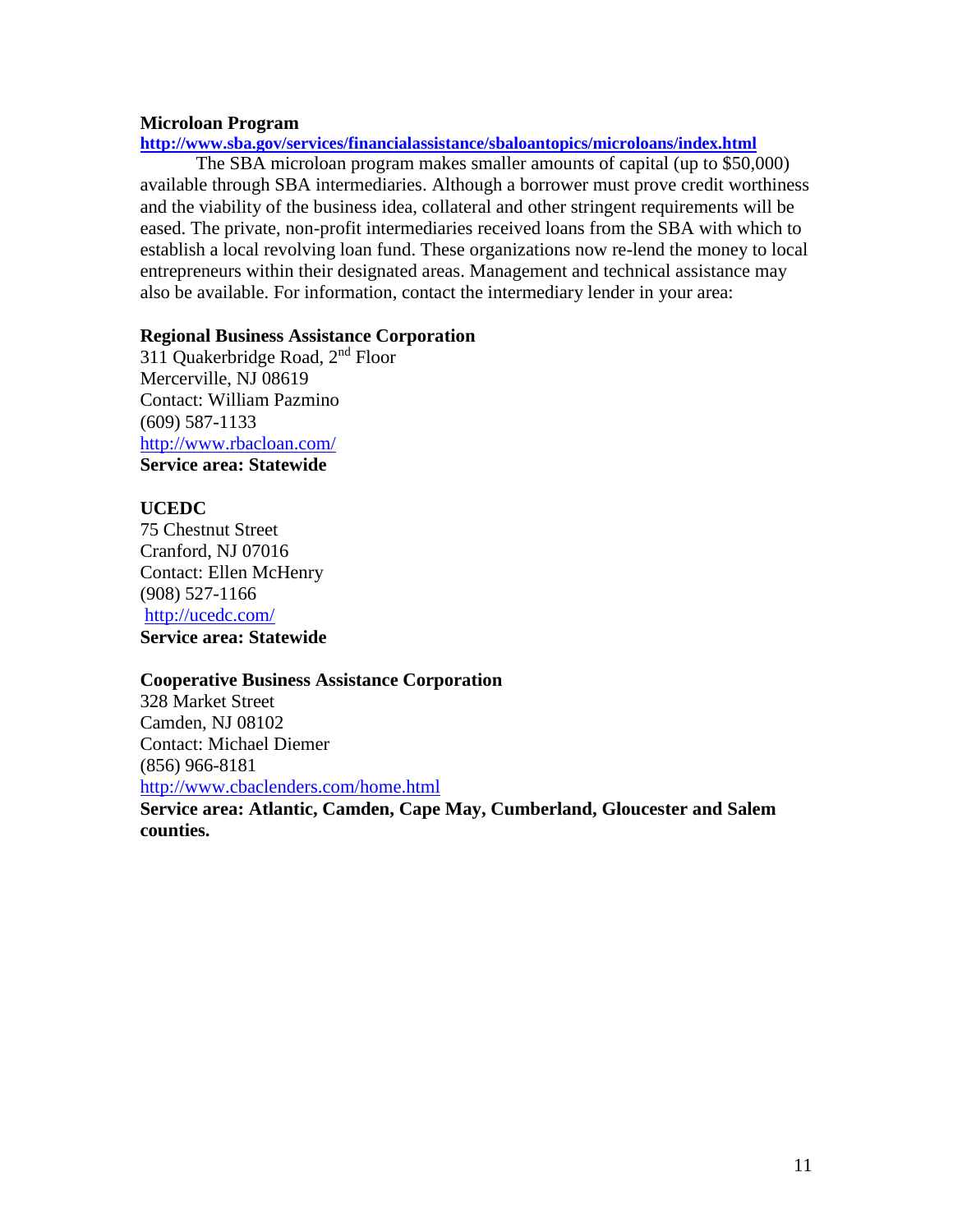**Microloan Program**

**http://www.sba.gov/services/financialassistance/sbaloantopics/microloans/index.html**

The SBA microloan program makes smaller amounts of capital (up to $50,000) available through SBA intermediaries. Although a borrower must prove credit worthiness and the viability of the business idea, collateral and other stringent requirements will be eased. The private, non-profit intermediaries received loans from the SBA with which to establish a local revolving loan fund. These organizations now re-lend the money to local entrepreneurs within their designated areas. Management and technical assistance may also be available. For information, contact the intermediary lender in your area:

**Regional Business Assistance Corporation**
311 Quakerbridge Road, 2nd Floor
Mercerville, NJ 08619
Contact: William Pazmino
(609) 587-1133
http://www.rbacloan.com/
**Service area: Statewide**

**UCEDC**
75 Chestnut Street
Cranford, NJ 07016
Contact: Ellen McHenry
(908) 527-1166
http://ucedc.com/
**Service area: Statewide**

**Cooperative Business Assistance Corporation**
328 Market Street
Camden, NJ 08102
Contact: Michael Diemer
(856) 966-8181
http://www.cbaclenders.com/home.html
**Service area: Atlantic, Camden, Cape May, Cumberland, Gloucester and Salem counties.**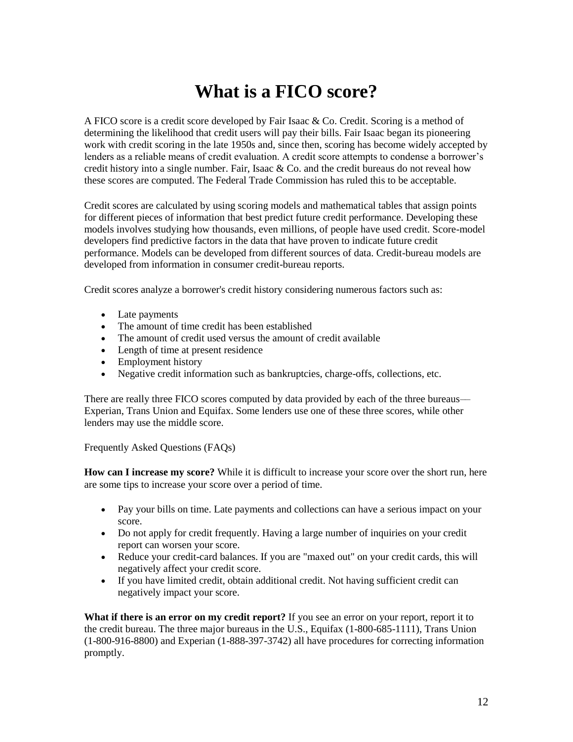# What is a FICO score?

A FICO score is a credit score developed by Fair Isaac & Co. Credit. Scoring is a method of determining the likelihood that credit users will pay their bills. Fair Isaac began its pioneering work with credit scoring in the late 1950s and, since then, scoring has become widely accepted by lenders as a reliable means of credit evaluation. A credit score attempts to condense a borrower's credit history into a single number. Fair, Isaac & Co. and the credit bureaus do not reveal how these scores are computed. The Federal Trade Commission has ruled this to be acceptable.

Credit scores are calculated by using scoring models and mathematical tables that assign points for different pieces of information that best predict future credit performance. Developing these models involves studying how thousands, even millions, of people have used credit. Score-model developers find predictive factors in the data that have proven to indicate future credit performance. Models can be developed from different sources of data. Credit-bureau models are developed from information in consumer credit-bureau reports.

Credit scores analyze a borrower's credit history considering numerous factors such as:

- Late payments
- The amount of time credit has been established
- The amount of credit used versus the amount of credit available
- Length of time at present residence
- Employment history
- Negative credit information such as bankruptcies, charge-offs, collections, etc.

There are really three FICO scores computed by data provided by each of the three bureaus—Experian, Trans Union and Equifax. Some lenders use one of these three scores, while other lenders may use the middle score.

Frequently Asked Questions (FAQs)

**How can I increase my score?** While it is difficult to increase your score over the short run, here are some tips to increase your score over a period of time.

- Pay your bills on time. Late payments and collections can have a serious impact on your score.
- Do not apply for credit frequently. Having a large number of inquiries on your credit report can worsen your score.
- Reduce your credit-card balances. If you are "maxed out" on your credit cards, this will negatively affect your credit score.
- If you have limited credit, obtain additional credit. Not having sufficient credit can negatively impact your score.

**What if there is an error on my credit report?** If you see an error on your report, report it to the credit bureau. The three major bureaus in the U.S., Equifax (1-800-685-1111), Trans Union (1-800-916-8800) and Experian (1-888-397-3742) all have procedures for correcting information promptly.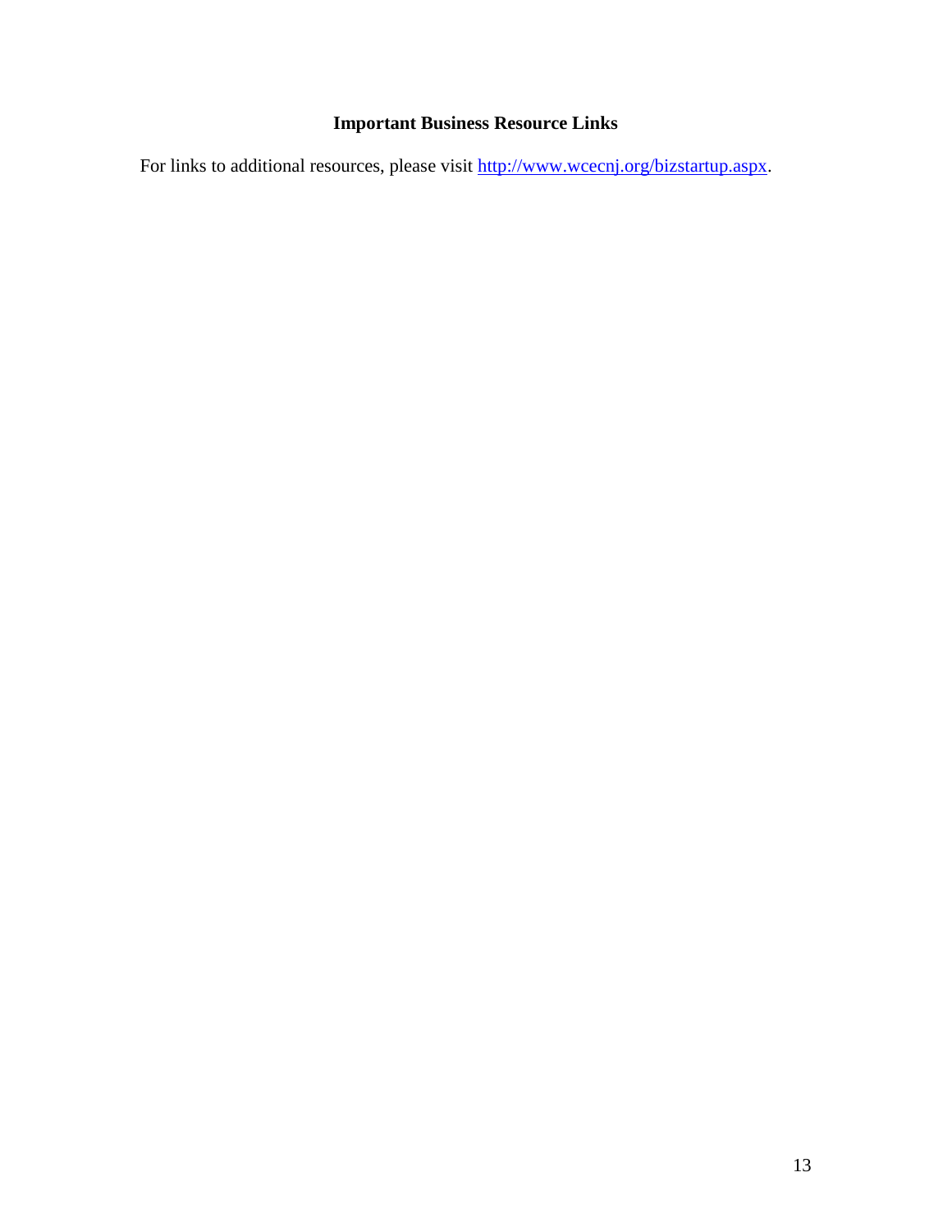## Important Business Resource Links

For links to additional resources, please visit [http://www.wcecnj.org/bizstartup.aspx](http://www.wcecnj.org/bizstartup.aspx).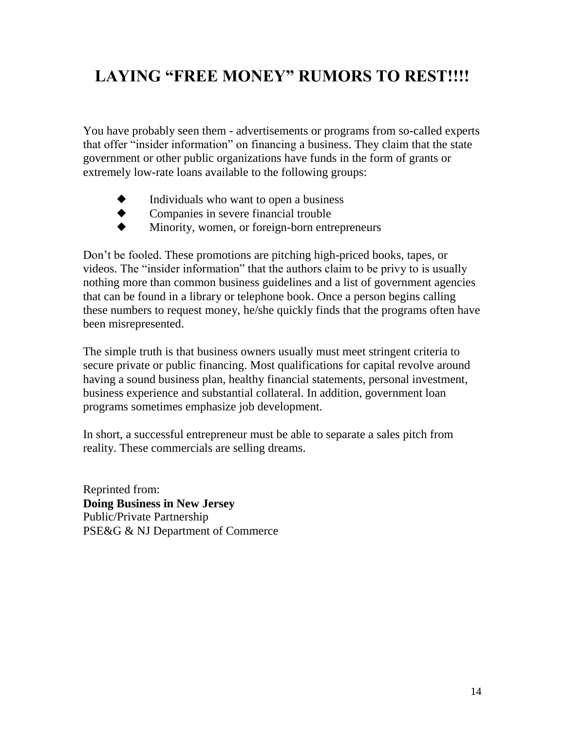# LAYING "FREE MONEY" RUMORS TO REST!!!!

You have probably seen them - advertisements or programs from so-called experts that offer "insider information" on financing a business. They claim that the state government or other public organizations have funds in the form of grants or extremely low-rate loans available to the following groups:

- Individuals who want to open a business
- Companies in severe financial trouble
- Minority, women, or foreign-born entrepreneurs

Don't be fooled. These promotions are pitching high-priced books, tapes, or videos. The "insider information" that the authors claim to be privy to is usually nothing more than common business guidelines and a list of government agencies that can be found in a library or telephone book. Once a person begins calling these numbers to request money, he/she quickly finds that the programs often have been misrepresented.

The simple truth is that business owners usually must meet stringent criteria to secure private or public financing. Most qualifications for capital revolve around having a sound business plan, healthy financial statements, personal investment, business experience and substantial collateral. In addition, government loan programs sometimes emphasize job development.

In short, a successful entrepreneur must be able to separate a sales pitch from reality. These commercials are selling dreams.

Reprinted from:
**Doing Business in New Jersey**
Public/Private Partnership
PSE&G & NJ Department of Commerce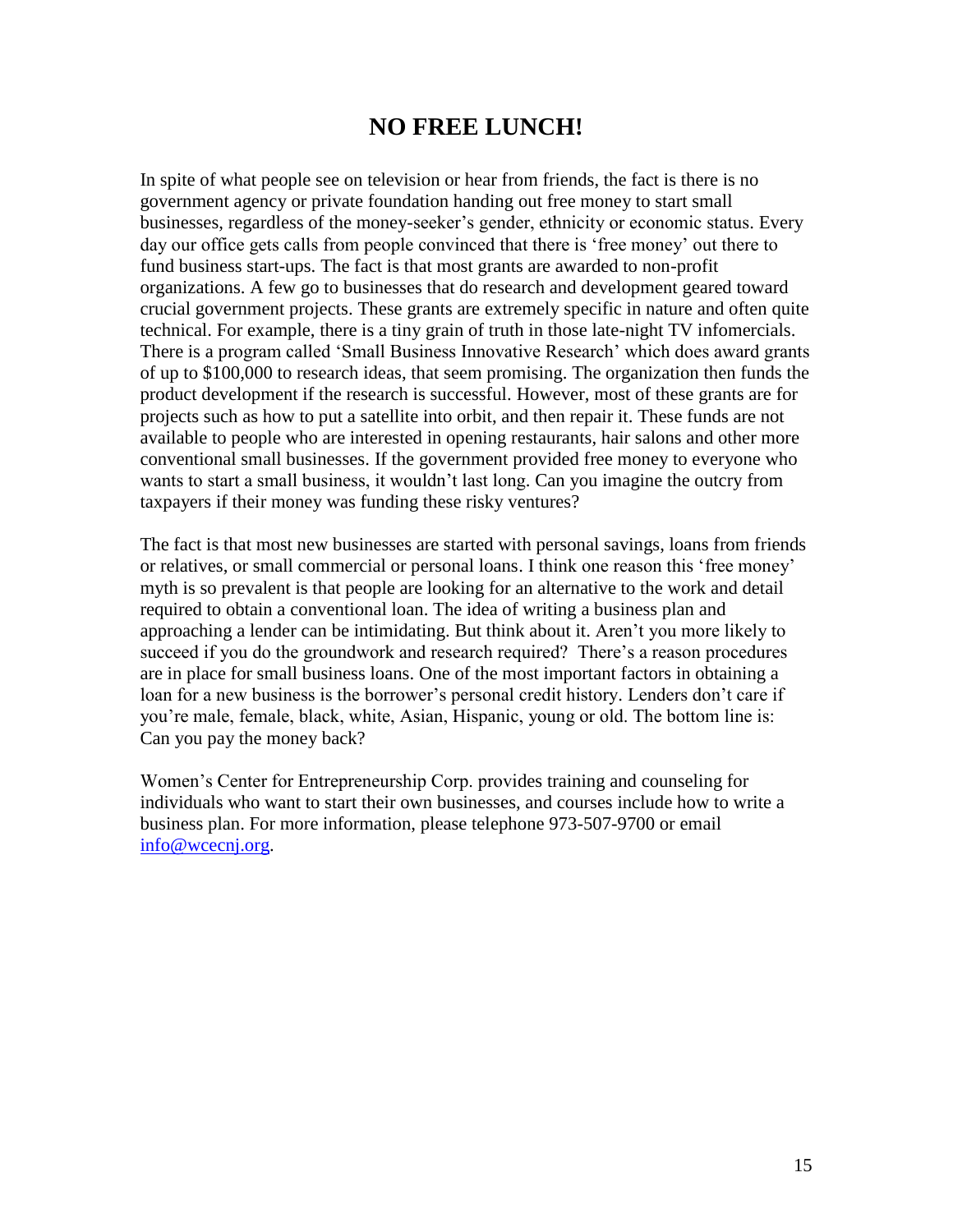# NO FREE LUNCH!

In spite of what people see on television or hear from friends, the fact is there is no government agency or private foundation handing out free money to start small businesses, regardless of the money-seeker's gender, ethnicity or economic status. Every day our office gets calls from people convinced that there is 'free money' out there to fund business start-ups. The fact is that most grants are awarded to non-profit organizations. A few go to businesses that do research and development geared toward crucial government projects. These grants are extremely specific in nature and often quite technical. For example, there is a tiny grain of truth in those late-night TV infomercials. There is a program called 'Small Business Innovative Research' which does award grants of up to $100,000 to research ideas, that seem promising. The organization then funds the product development if the research is successful. However, most of these grants are for projects such as how to put a satellite into orbit, and then repair it. These funds are not available to people who are interested in opening restaurants, hair salons and other more conventional small businesses. If the government provided free money to everyone who wants to start a small business, it wouldn't last long. Can you imagine the outcry from taxpayers if their money was funding these risky ventures?

The fact is that most new businesses are started with personal savings, loans from friends or relatives, or small commercial or personal loans. I think one reason this 'free money' myth is so prevalent is that people are looking for an alternative to the work and detail required to obtain a conventional loan. The idea of writing a business plan and approaching a lender can be intimidating. But think about it. Aren't you more likely to succeed if you do the groundwork and research required? There's a reason procedures are in place for small business loans. One of the most important factors in obtaining a loan for a new business is the borrower's personal credit history. Lenders don't care if you're male, female, black, white, Asian, Hispanic, young or old. The bottom line is: Can you pay the money back?

Women's Center for Entrepreneurship Corp. provides training and counseling for individuals who want to start their own businesses, and courses include how to write a business plan. For more information, please telephone 973-507-9700 or email info@wcecnj.org.